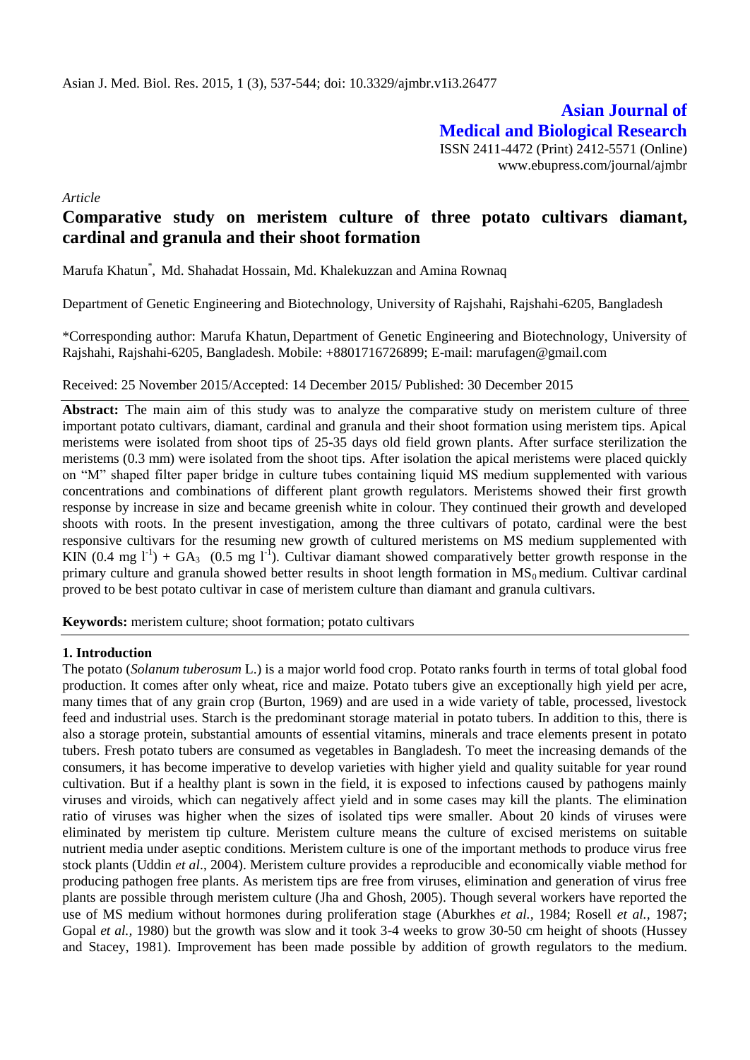*Article*

# Comparative study on meristem culture of three potato cultivars diamant, cardinal and granula and their shoot formation

Marufa Khatun*, Md. Shahadat Hossain, Md. Khalekuzzan and Amina Rownaq

Department of Genetic Engineering and Biotechnology, University of Rajshahi, Rajshahi-6205, Bangladesh

*Corresponding author: Marufa Khatun, Department of Genetic Engineering and Biotechnology, University of Rajshahi, Rajshahi-6205, Bangladesh. Mobile: +8801716726899; E-mail: marufagen@gmail.com

Received: 25 November 2015/Accepted: 14 December 2015/ Published: 30 December 2015

**Abstract:** The main aim of this study was to analyze the comparative study on meristem culture of three important potato cultivars, diamant, cardinal and granula and their shoot formation using meristem tips. Apical meristems were isolated from shoot tips of 25-35 days old field grown plants. After surface sterilization the meristems (0.3 mm) were isolated from the shoot tips. After isolation the apical meristems were placed quickly on "M" shaped filter paper bridge in culture tubes containing liquid MS medium supplemented with various concentrations and combinations of different plant growth regulators. Meristems showed their first growth response by increase in size and became greenish white in colour. They continued their growth and developed shoots with roots. In the present investigation, among the three cultivars of potato, cardinal were the best responsive cultivars for the resuming new growth of cultured meristems on MS medium supplemented with KIN (0.4 mg $l^{-1}$) + $GA_3$ (0.5 mg $l^{-1}$). Cultivar diamant showed comparatively better growth response in the primary culture and granula showed better results in shoot length formation in $MS_0$ medium. Cultivar cardinal proved to be best potato cultivar in case of meristem culture than diamant and granula cultivars.

**Keywords:** meristem culture; shoot formation; potato cultivars

## 1. Introduction

The potato (*Solanum tuberosum* L.) is a major world food crop. Potato ranks fourth in terms of total global food production. It comes after only wheat, rice and maize. Potato tubers give an exceptionally high yield per acre, many times that of any grain crop (Burton, 1969) and are used in a wide variety of table, processed, livestock feed and industrial uses. Starch is the predominant storage material in potato tubers. In addition to this, there is also a storage protein, substantial amounts of essential vitamins, minerals and trace elements present in potato tubers. Fresh potato tubers are consumed as vegetables in Bangladesh. To meet the increasing demands of the consumers, it has become imperative to develop varieties with higher yield and quality suitable for year round cultivation. But if a healthy plant is sown in the field, it is exposed to infections caused by pathogens mainly viruses and viroids, which can negatively affect yield and in some cases may kill the plants. The elimination ratio of viruses was higher when the sizes of isolated tips were smaller. About 20 kinds of viruses were eliminated by meristem tip culture. Meristem culture means the culture of excised meristems on suitable nutrient media under aseptic conditions. Meristem culture is one of the important methods to produce virus free stock plants (Uddin *et al*., 2004). Meristem culture provides a reproducible and economically viable method for producing pathogen free plants. As meristem tips are free from viruses, elimination and generation of virus free plants are possible through meristem culture (Jha and Ghosh, 2005). Though several workers have reported the use of MS medium without hormones during proliferation stage (Aburkhes *et al.,* 1984; Rosell *et al.,* 1987; Gopal *et al.,* 1980) but the growth was slow and it took 3-4 weeks to grow 30-50 cm height of shoots (Hussey and Stacey, 1981). Improvement has been made possible by addition of growth regulators to the medium.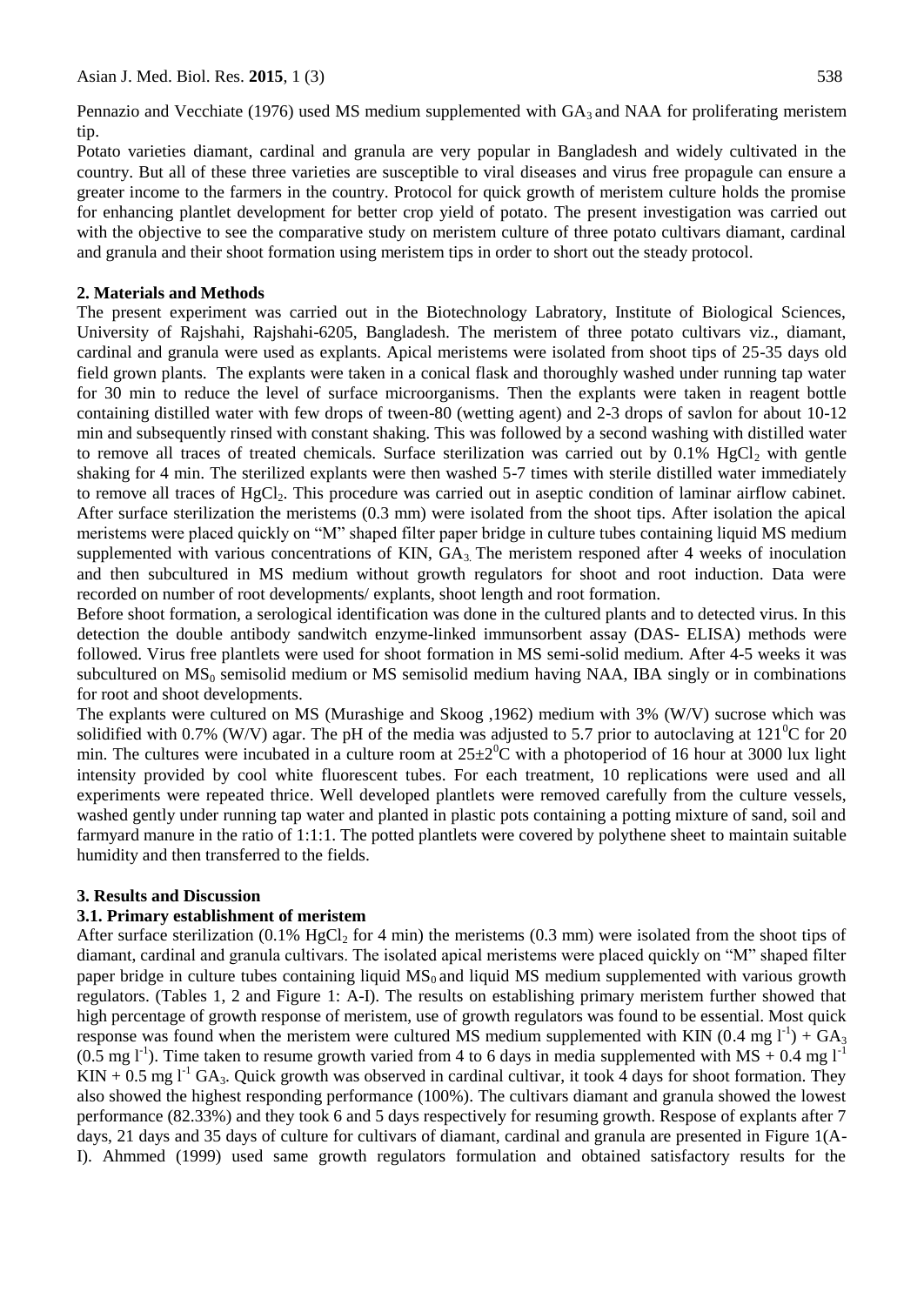Pennazio and Vecchiate (1976) used MS medium supplemented with $GA_3$ and NAA for proliferating meristem tip.

Potato varieties diamant, cardinal and granula are very popular in Bangladesh and widely cultivated in the country. But all of these three varieties are susceptible to viral diseases and virus free propagule can ensure a greater income to the farmers in the country. Protocol for quick growth of meristem culture holds the promise for enhancing plantlet development for better crop yield of potato. The present investigation was carried out with the objective to see the comparative study on meristem culture of three potato cultivars diamant, cardinal and granula and their shoot formation using meristem tips in order to short out the steady protocol.

## 2. Materials and Methods

The present experiment was carried out in the Biotechnology Labratory, Institute of Biological Sciences, University of Rajshahi, Rajshahi-6205, Bangladesh. The meristem of three potato cultivars viz., diamant, cardinal and granula were used as explants. Apical meristems were isolated from shoot tips of 25-35 days old field grown plants. The explants were taken in a conical flask and thoroughly washed under running tap water for 30 min to reduce the level of surface microorganisms. Then the explants were taken in reagent bottle containing distilled water with few drops of tween-80 (wetting agent) and 2-3 drops of savlon for about 10-12 min and subsequently rinsed with constant shaking. This was followed by a second washing with distilled water to remove all traces of treated chemicals. Surface sterilization was carried out by 0.1% $HgCl_2$ with gentle shaking for 4 min. The sterilized explants were then washed 5-7 times with sterile distilled water immediately to remove all traces of $HgCl_2$. This procedure was carried out in aseptic condition of laminar airflow cabinet. After surface sterilization the meristems (0.3 mm) were isolated from the shoot tips. After isolation the apical meristems were placed quickly on "M" shaped filter paper bridge in culture tubes containing liquid MS medium supplemented with various concentrations of KIN, $GA_3$. The meristem responed after 4 weeks of inoculation and then subcultured in MS medium without growth regulators for shoot and root induction. Data were recorded on number of root developments/ explants, shoot length and root formation.

Before shoot formation, a serological identification was done in the cultured plants and to detected virus. In this detection the double antibody sandwitch enzyme-linked immunsorbent assay (DAS- ELISA) methods were followed. Virus free plantlets were used for shoot formation in MS semi-solid medium. After 4-5 weeks it was subcultured on $MS_0$ semisolid medium or MS semisolid medium having NAA, IBA singly or in combinations for root and shoot developments.

The explants were cultured on MS (Murashige and Skoog ,1962) medium with 3% (W/V) sucrose which was solidified with 0.7% (W/V) agar. The pH of the media was adjusted to 5.7 prior to autoclaving at $121^0$C for 20 min. The cultures were incubated in a culture room at $25\pm2^0$C with a photoperiod of 16 hour at 3000 lux light intensity provided by cool white fluorescent tubes. For each treatment, 10 replications were used and all experiments were repeated thrice. Well developed plantlets were removed carefully from the culture vessels, washed gently under running tap water and planted in plastic pots containing a potting mixture of sand, soil and farmyard manure in the ratio of 1:1:1. The potted plantlets were covered by polythene sheet to maintain suitable humidity and then transferred to the fields.

## 3. Results and Discussion

### 3.1. Primary establishment of meristem

After surface sterilization (0.1% $HgCl_2$ for 4 min) the meristems (0.3 mm) were isolated from the shoot tips of diamant, cardinal and granula cultivars. The isolated apical meristems were placed quickly on "M" shaped filter paper bridge in culture tubes containing liquid $MS_0$ and liquid MS medium supplemented with various growth regulators. (Tables 1, 2 and Figure 1: A-I). The results on establishing primary meristem further showed that high percentage of growth response of meristem, use of growth regulators was found to be essential. Most quick response was found when the meristem were cultured MS medium supplemented with KIN (0.4 mg $l^{-1}$) + $GA_3$ (0.5 mg $l^{-1}$). Time taken to resume growth varied from 4 to 6 days in media supplemented with MS + 0.4 mg $l^{-1}$ KIN + 0.5 mg $l^{-1}$ $GA_3$. Quick growth was observed in cardinal cultivar, it took 4 days for shoot formation. They also showed the highest responding performance (100%). The cultivars diamant and granula showed the lowest performance (82.33%) and they took 6 and 5 days respectively for resuming growth. Respose of explants after 7 days, 21 days and 35 days of culture for cultivars of diamant, cardinal and granula are presented in Figure 1(A-I). Ahmmed (1999) used same growth regulators formulation and obtained satisfactory results for the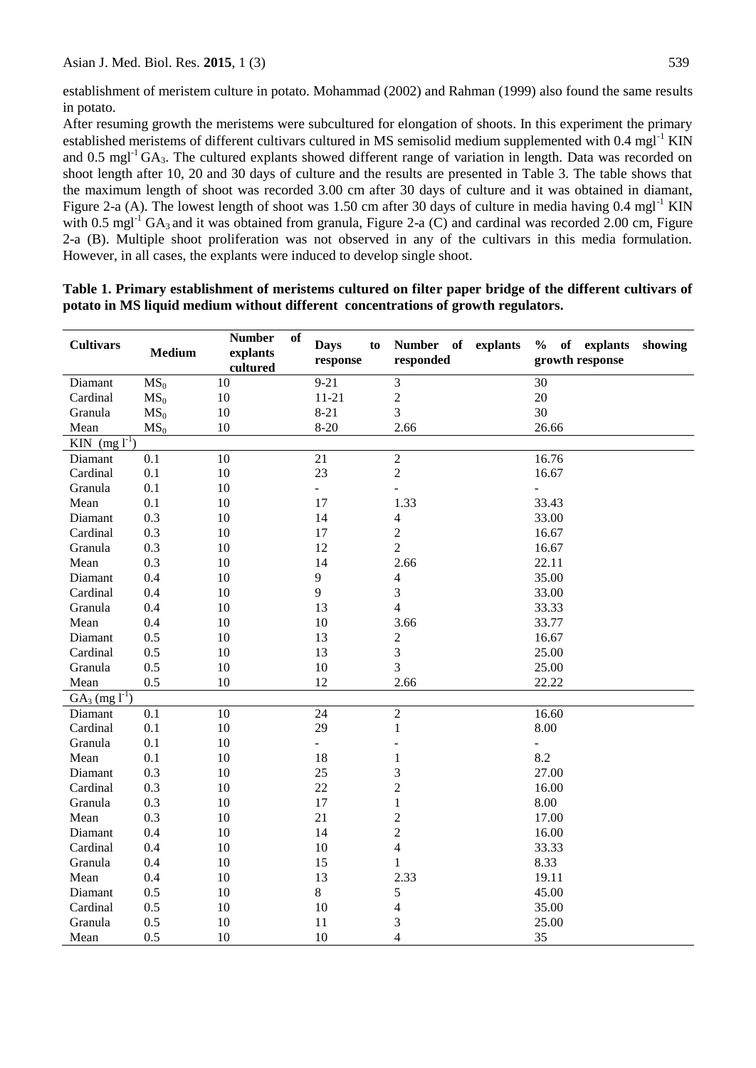establishment of meristem culture in potato. Mohammad (2002) and Rahman (1999) also found the same results in potato.

After resuming growth the meristems were subcultured for elongation of shoots. In this experiment the primary established meristems of different cultivars cultured in MS semisolid medium supplemented with 0.4 mgl$^{-1}$ KIN and 0.5 mgl$^{-1}$ $GA_3$. The cultured explants showed different range of variation in length. Data was recorded on shoot length after 10, 20 and 30 days of culture and the results are presented in Table 3. The table shows that the maximum length of shoot was recorded 3.00 cm after 30 days of culture and it was obtained in diamant, Figure 2-a (A). The lowest length of shoot was 1.50 cm after 30 days of culture in media having 0.4 mgl$^{-1}$ KIN with 0.5 mgl$^{-1}$ $GA_3$ and it was obtained from granula, Figure 2-a (C) and cardinal was recorded 2.00 cm, Figure 2-a (B). Multiple shoot proliferation was not observed in any of the cultivars in this media formulation. However, in all cases, the explants were induced to develop single shoot.

**Table 1. Primary establishment of meristems cultured on filter paper bridge of the different cultivars of potato in MS liquid medium without different concentrations of growth regulators.**

| Cultivars | Medium | Number of explants cultured | Days to response | Number of explants responded | % of explants showing growth response |
|---|---|---|---|---|---|
| Diamant | $MS_0$ | 10 | 9-21 | 3 | 30 |
| Cardinal | $MS_0$ | 10 | 11-21 | 2 | 20 |
| Granula | $MS_0$ | 10 | 8-21 | 3 | 30 |
| Mean | $MS_0$ | 10 | 8-20 | 2.66 | 26.66 |
| KIN (mg l$^{-1}$) | | | | | |
| Diamant | 0.1 | 10 | 21 | 2 | 16.76 |
| Cardinal | 0.1 | 10 | 23 | 2 | 16.67 |
| Granula | 0.1 | 10 | - | - | - |
| Mean | 0.1 | 10 | 17 | 1.33 | 33.43 |
| Diamant | 0.3 | 10 | 14 | 4 | 33.00 |
| Cardinal | 0.3 | 10 | 17 | 2 | 16.67 |
| Granula | 0.3 | 10 | 12 | 2 | 16.67 |
| Mean | 0.3 | 10 | 14 | 2.66 | 22.11 |
| Diamant | 0.4 | 10 | 9 | 4 | 35.00 |
| Cardinal | 0.4 | 10 | 9 | 3 | 33.00 |
| Granula | 0.4 | 10 | 13 | 4 | 33.33 |
| Mean | 0.4 | 10 | 10 | 3.66 | 33.77 |
| Diamant | 0.5 | 10 | 13 | 2 | 16.67 |
| Cardinal | 0.5 | 10 | 13 | 3 | 25.00 |
| Granula | 0.5 | 10 | 10 | 3 | 25.00 |
| Mean | 0.5 | 10 | 12 | 2.66 | 22.22 |
| $GA_3$ (mg l$^{-1}$) | | | | | |
| Diamant | 0.1 | 10 | 24 | 2 | 16.60 |
| Cardinal | 0.1 | 10 | 29 | 1 | 8.00 |
| Granula | 0.1 | 10 | - | - | - |
| Mean | 0.1 | 10 | 18 | 1 | 8.2 |
| Diamant | 0.3 | 10 | 25 | 3 | 27.00 |
| Cardinal | 0.3 | 10 | 22 | 2 | 16.00 |
| Granula | 0.3 | 10 | 17 | 1 | 8.00 |
| Mean | 0.3 | 10 | 21 | 2 | 17.00 |
| Diamant | 0.4 | 10 | 14 | 2 | 16.00 |
| Cardinal | 0.4 | 10 | 10 | 4 | 33.33 |
| Granula | 0.4 | 10 | 15 | 1 | 8.33 |
| Mean | 0.4 | 10 | 13 | 2.33 | 19.11 |
| Diamant | 0.5 | 10 | 8 | 5 | 45.00 |
| Cardinal | 0.5 | 10 | 10 | 4 | 35.00 |
| Granula | 0.5 | 10 | 11 | 3 | 25.00 |
| Mean | 0.5 | 10 | 10 | 4 | 35 |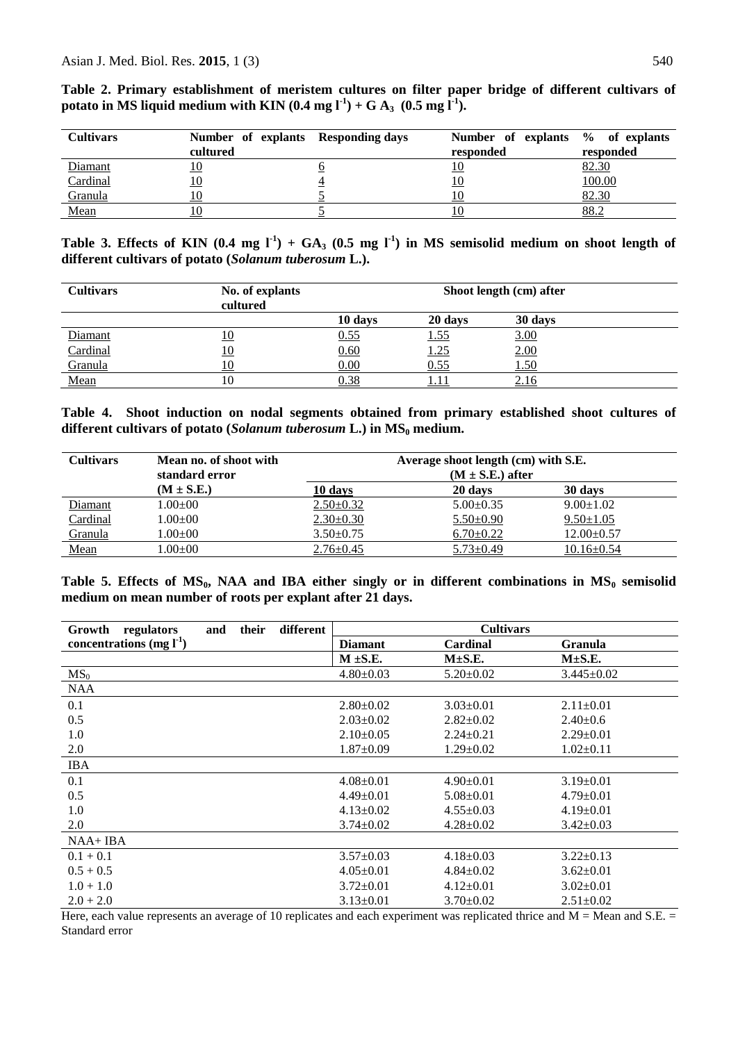**Table 2. Primary establishment of meristem cultures on filter paper bridge of different cultivars of potato in MS liquid medium with KIN (0.4 mg $l^{-1}$) + G $A_3$ (0.5 mg $l^{-1}$).**

| Cultivars | Number of explants cultured | Responding days | Number of explants responded | % of explants responded |
|---|---|---|---|---|
| Diamant | 10 | 6 | 10 | 82.30 |
| Cardinal | 10 | 4 | 10 | 100.00 |
| Granula | 10 | 5 | 10 | 82.30 |
| Mean | 10 | 5 | 10 | 88.2 |

**Table 3. Effects of KIN (0.4 mg $l^{-1}$) + $GA_3$ (0.5 mg $l^{-1}$) in MS semisolid medium on shoot length of different cultivars of potato (*Solanum tuberosum* L.).**

| Cultivars | No. of explants cultured | Shoot length (cm) after | | |
|---|---|---|---|---|
| | | 10 days | 20 days | 30 days |
| Diamant | 10 | 0.55 | 1.55 | 3.00 |
| Cardinal | 10 | 0.60 | 1.25 | 2.00 |
| Granula | 10 | 0.00 | 0.55 | 1.50 |
| Mean | 10 | 0.38 | 1.11 | 2.16 |

**Table 4. Shoot induction on nodal segments obtained from primary established shoot cultures of different cultivars of potato (*Solanum tuberosum* L.) in $MS_0$ medium.**

| Cultivars | Mean no. of shoot with standard error (M ± S.E.) | Average shoot length (cm) with S.E. (M ± S.E.) after | | |
|---|---|---|---|---|
| | | 10 days | 20 days | 30 days |
| Diamant | 1.00±00 | 2.50±0.32 | 5.00±0.35 | 9.00±1.02 |
| Cardinal | 1.00±00 | 2.30±0.30 | 5.50±0.90 | 9.50±1.05 |
| Granula | 1.00±00 | 3.50±0.75 | 6.70±0.22 | 12.00±0.57 |
| Mean | 1.00±00 | 2.76±0.45 | 5.73±0.49 | 10.16±0.54 |

**Table 5. Effects of $MS_0$, NAA and IBA either singly or in different combinations in $MS_0$ semisolid medium on mean number of roots per explant after 21 days.**

| Growth regulators and their different concentrations (mg $l^{-1}$) | Cultivars | | |
|---|---|---|---|
| | Diamant | Cardinal | Granula |
| | M ±S.E. | M±S.E. | M±S.E. |
| $MS_0$ | 4.80±0.03 | 5.20±0.02 | 3.445±0.02 |
| NAA | | | |
| 0.1 | 2.80±0.02 | 3.03±0.01 | 2.11±0.01 |
| 0.5 | 2.03±0.02 | 2.82±0.02 | 2.40±0.6 |
| 1.0 | 2.10±0.05 | 2.24±0.21 | 2.29±0.01 |
| 2.0 | 1.87±0.09 | 1.29±0.02 | 1.02±0.11 |
| IBA | | | |
| 0.1 | 4.08±0.01 | 4.90±0.01 | 3.19±0.01 |
| 0.5 | 4.49±0.01 | 5.08±0.01 | 4.79±0.01 |
| 1.0 | 4.13±0.02 | 4.55±0.03 | 4.19±0.01 |
| 2.0 | 3.74±0.02 | 4.28±0.02 | 3.42±0.03 |
| NAA+ IBA | | | |
| 0.1 + 0.1 | 3.57±0.03 | 4.18±0.03 | 3.22±0.13 |
| 0.5 + 0.5 | 4.05±0.01 | 4.84±0.02 | 3.62±0.01 |
| 1.0 + 1.0 | 3.72±0.01 | 4.12±0.01 | 3.02±0.01 |
| 2.0 + 2.0 | 3.13±0.01 | 3.70±0.02 | 2.51±0.02 |

Here, each value represents an average of 10 replicates and each experiment was replicated thrice and M = Mean and S.E. = Standard error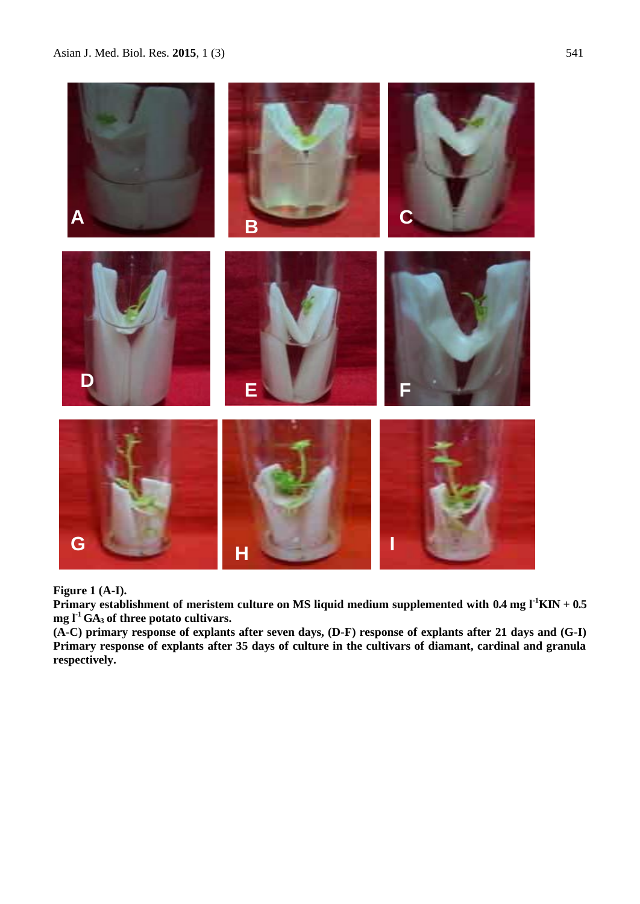**Figure 1 (A-I).**

**Primary establishment of meristem culture on MS liquid medium supplemented with 0.4 mg $l^{-1}$KIN + 0.5 mg $l^{-1}$ $GA_3$ of three potato cultivars.**

**(A-C) primary response of explants after seven days, (D-F) response of explants after 21 days and (G-I) Primary response of explants after 35 days of culture in the cultivars of diamant, cardinal and granula respectively.**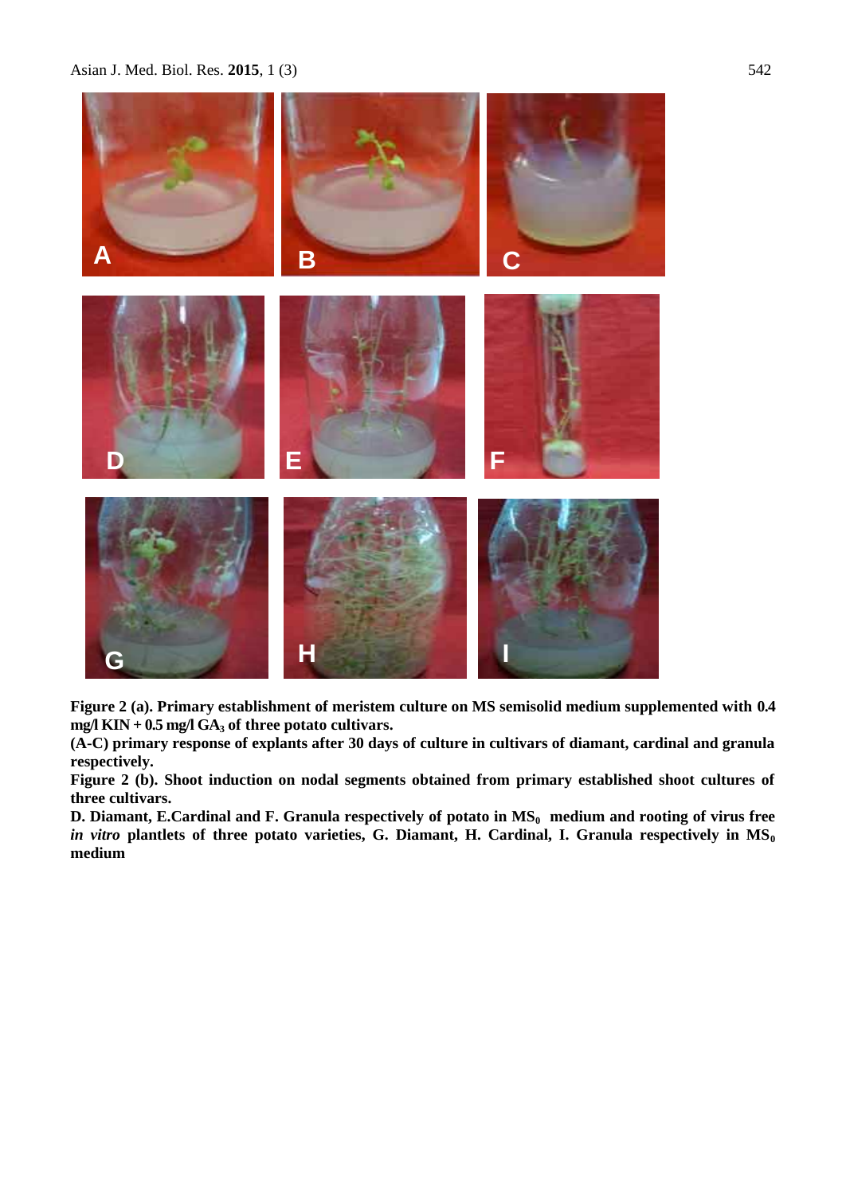**Figure 2 (a). Primary establishment of meristem culture on MS semisolid medium supplemented with 0.4 mg/l KIN + 0.5 mg/l $GA_3$ of three potato cultivars.**

**(A-C) primary response of explants after 30 days of culture in cultivars of diamant, cardinal and granula respectively.**

**Figure 2 (b). Shoot induction on nodal segments obtained from primary established shoot cultures of three cultivars.**

**D. Diamant, E.Cardinal and F. Granula respectively of potato in $MS_0$ medium and rooting of virus free *in vitro* plantlets of three potato varieties, G. Diamant, H. Cardinal, I. Granula respectively in $MS_0$ medium**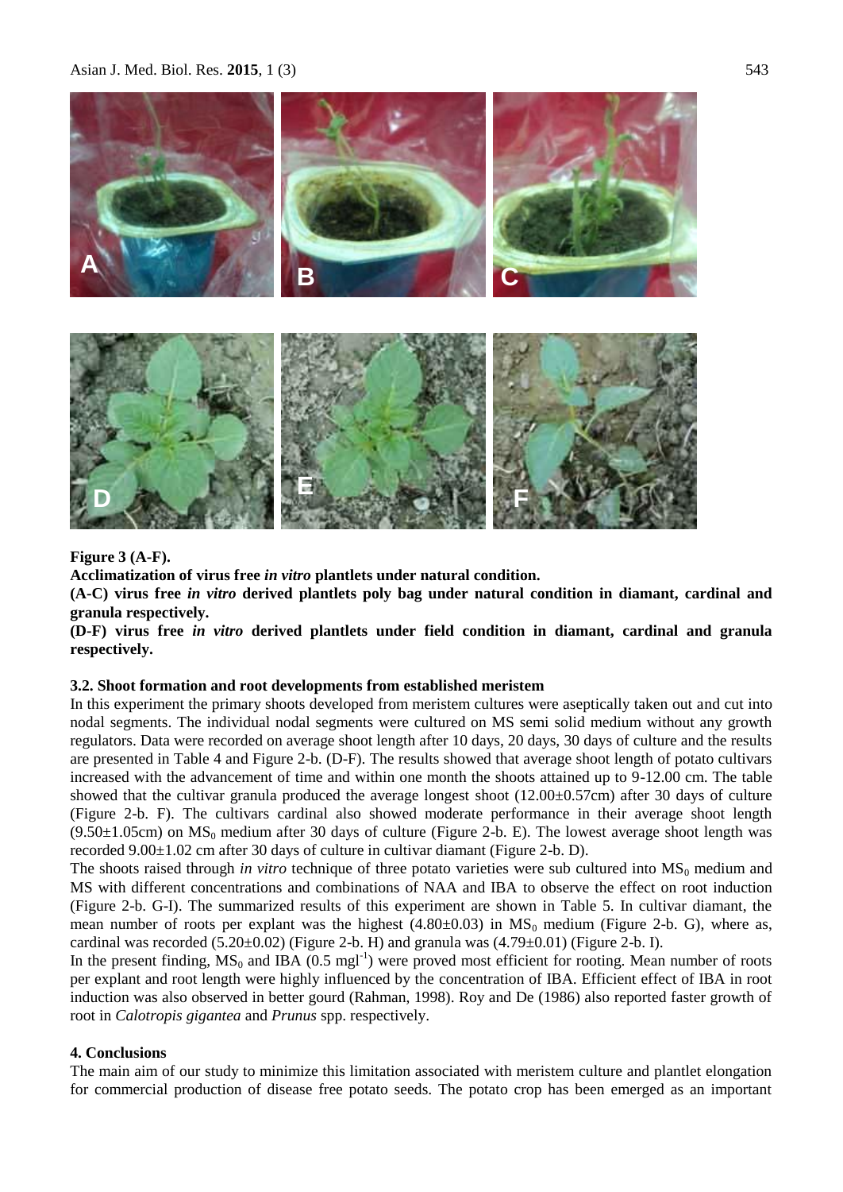**Figure 3 (A-F).**

**Acclimatization of virus free *in vitro* plantlets under natural condition.**

**(A-C) virus free *in vitro* derived plantlets poly bag under natural condition in diamant, cardinal and granula respectively.**

**(D-F) virus free *in vitro* derived plantlets under field condition in diamant, cardinal and granula respectively.**

### 3.2. Shoot formation and root developments from established meristem

In this experiment the primary shoots developed from meristem cultures were aseptically taken out and cut into nodal segments. The individual nodal segments were cultured on MS semi solid medium without any growth regulators. Data were recorded on average shoot length after 10 days, 20 days, 30 days of culture and the results are presented in Table 4 and Figure 2-b. (D-F). The results showed that average shoot length of potato cultivars increased with the advancement of time and within one month the shoots attained up to 9-12.00 cm. The table showed that the cultivar granula produced the average longest shoot (12.00±0.57cm) after 30 days of culture (Figure 2-b. F). The cultivars cardinal also showed moderate performance in their average shoot length (9.50±1.05cm) on $MS_0$ medium after 30 days of culture (Figure 2-b. E). The lowest average shoot length was recorded 9.00±1.02 cm after 30 days of culture in cultivar diamant (Figure 2-b. D).

The shoots raised through *in vitro* technique of three potato varieties were sub cultured into $MS_0$ medium and MS with different concentrations and combinations of NAA and IBA to observe the effect on root induction (Figure 2-b. G-I). The summarized results of this experiment are shown in Table 5. In cultivar diamant, the mean number of roots per explant was the highest (4.80±0.03) in $MS_0$ medium (Figure 2-b. G), where as, cardinal was recorded (5.20±0.02) (Figure 2-b. H) and granula was (4.79±0.01) (Figure 2-b. I).

In the present finding, $MS_0$ and IBA (0.5 $mgl^{-1}$) were proved most efficient for rooting. Mean number of roots per explant and root length were highly influenced by the concentration of IBA. Efficient effect of IBA in root induction was also observed in better gourd (Rahman, 1998). Roy and De (1986) also reported faster growth of root in *Calotropis gigantea* and *Prunus* spp. respectively.

## 4. Conclusions

The main aim of our study to minimize this limitation associated with meristem culture and plantlet elongation for commercial production of disease free potato seeds. The potato crop has been emerged as an important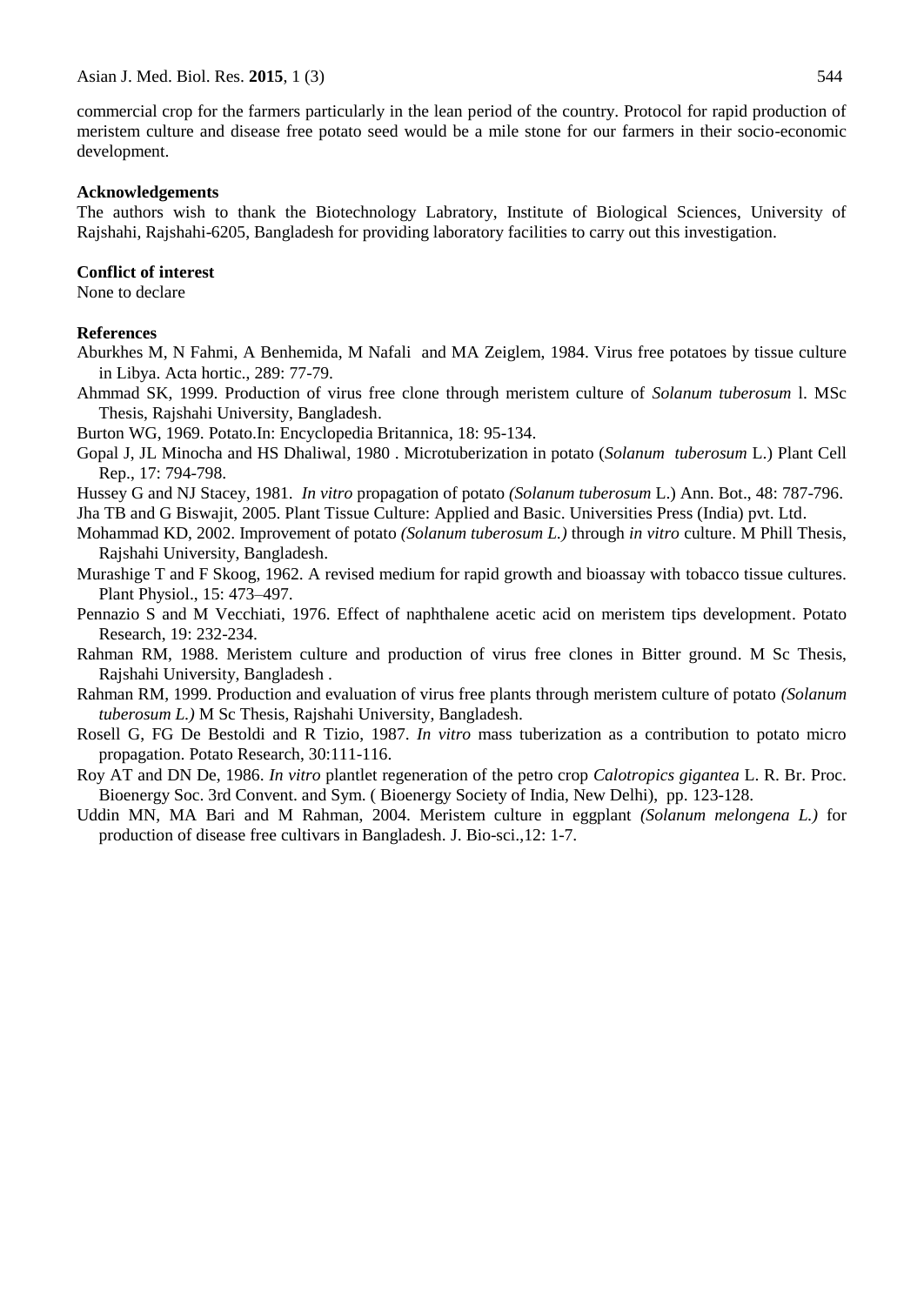commercial crop for the farmers particularly in the lean period of the country. Protocol for rapid production of meristem culture and disease free potato seed would be a mile stone for our farmers in their socio-economic development.

**Acknowledgements**

The authors wish to thank the Biotechnology Labratory, Institute of Biological Sciences, University of Rajshahi, Rajshahi-6205, Bangladesh for providing laboratory facilities to carry out this investigation.

**Conflict of interest**

None to declare

**References**

Aburkhes M, N Fahmi, A Benhemida, M Nafali and MA Zeiglem, 1984. Virus free potatoes by tissue culture in Libya. Acta hortic., 289: 77-79.

Ahmmad SK, 1999. Production of virus free clone through meristem culture of *Solanum tuberosum* l. MSc Thesis, Rajshahi University, Bangladesh.

Burton WG, 1969. Potato.In: Encyclopedia Britannica, 18: 95-134.

Gopal J, JL Minocha and HS Dhaliwal, 1980 . Microtuberization in potato (*Solanum tuberosum* L.) Plant Cell Rep., 17: 794-798.

Hussey G and NJ Stacey, 1981. *In vitro* propagation of potato *(Solanum tuberosum* L.) Ann. Bot., 48: 787-796.

Jha TB and G Biswajit, 2005. Plant Tissue Culture: Applied and Basic. Universities Press (India) pvt. Ltd.

Mohammad KD, 2002. Improvement of potato *(Solanum tuberosum L.)* through *in vitro* culture. M Phill Thesis, Rajshahi University, Bangladesh.

Murashige T and F Skoog, 1962. A revised medium for rapid growth and bioassay with tobacco tissue cultures. Plant Physiol., 15: 473–497.

Pennazio S and M Vecchiati, 1976. Effect of naphthalene acetic acid on meristem tips development. Potato Research, 19: 232-234.

Rahman RM, 1988. Meristem culture and production of virus free clones in Bitter ground. M Sc Thesis, Rajshahi University, Bangladesh .

Rahman RM, 1999. Production and evaluation of virus free plants through meristem culture of potato *(Solanum tuberosum L.)* M Sc Thesis, Rajshahi University, Bangladesh.

Rosell G, FG De Bestoldi and R Tizio, 1987. *In vitro* mass tuberization as a contribution to potato micro propagation. Potato Research, 30:111-116.

Roy AT and DN De, 1986. *In vitro* plantlet regeneration of the petro crop *Calotropics gigantea* L. R. Br. Proc. Bioenergy Soc. 3rd Convent. and Sym. ( Bioenergy Society of India, New Delhi), pp. 123-128.

Uddin MN, MA Bari and M Rahman, 2004. Meristem culture in eggplant *(Solanum melongena L.)* for production of disease free cultivars in Bangladesh. J. Bio-sci.,12: 1-7.